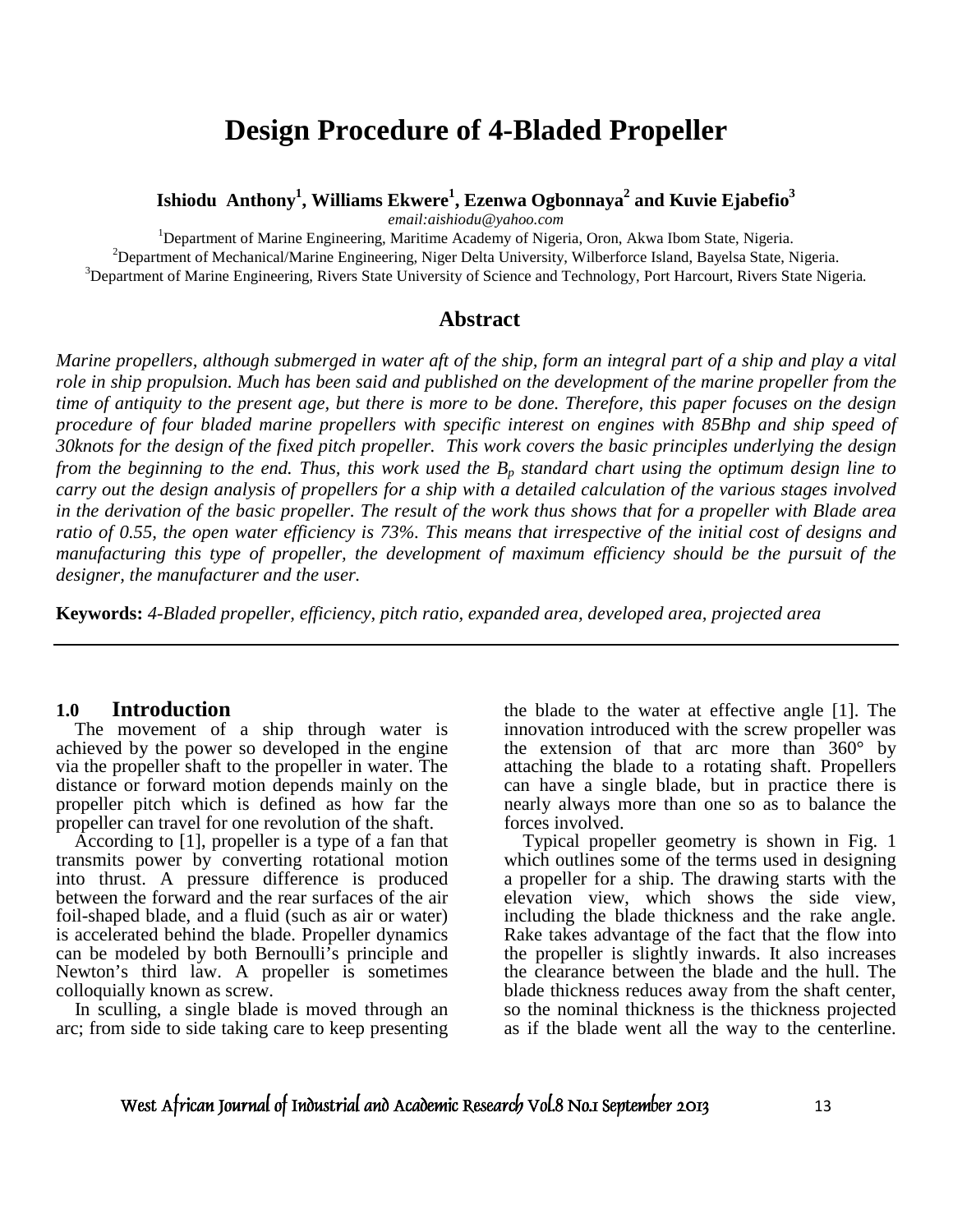# Design Procedure of 4-Bladed Propeller

**Ishiodu Anthony[1], Williams Ekwere[1], Ezenwa Ogbonnaya[2] and Kuvie Ejabefio[3]**

*email:aishiodu@yahoo.com*

[1]Department of Marine Engineering, Maritime Academy of Nigeria, Oron, Akwa Ibom State, Nigeria.
[2]Department of Mechanical/Marine Engineering, Niger Delta University, Wilberforce Island, Bayelsa State, Nigeria.
[3]Department of Marine Engineering, Rivers State University of Science and Technology, Port Harcourt, Rivers State Nigeria.

## Abstract

*Marine propellers, although submerged in water aft of the ship, form an integral part of a ship and play a vital role in ship propulsion. Much has been said and published on the development of the marine propeller from the time of antiquity to the present age, but there is more to be done. Therefore, this paper focuses on the design procedure of four bladed marine propellers with specific interest on engines with 85Bhp and ship speed of 30knots for the design of the fixed pitch propeller. This work covers the basic principles underlying the design from the beginning to the end. Thus, this work used the $B_p$ standard chart using the optimum design line to carry out the design analysis of propellers for a ship with a detailed calculation of the various stages involved in the derivation of the basic propeller. The result of the work thus shows that for a propeller with Blade area ratio of 0.55, the open water efficiency is 73%. This means that irrespective of the initial cost of designs and manufacturing this type of propeller, the development of maximum efficiency should be the pursuit of the designer, the manufacturer and the user.*

**Keywords:** *4-Bladed propeller, efficiency, pitch ratio, expanded area, developed area, projected area*

## 1.0 Introduction

The movement of a ship through water is achieved by the power so developed in the engine via the propeller shaft to the propeller in water. The distance or forward motion depends mainly on the propeller pitch which is defined as how far the propeller can travel for one revolution of the shaft.

According to [1], propeller is a type of a fan that transmits power by converting rotational motion into thrust. A pressure difference is produced between the forward and the rear surfaces of the air foil-shaped blade, and a fluid (such as air or water) is accelerated behind the blade. Propeller dynamics can be modeled by both Bernoulli's principle and Newton's third law. A propeller is sometimes colloquially known as screw.

In sculling, a single blade is moved through an arc; from side to side taking care to keep presenting the blade to the water at effective angle [1]. The innovation introduced with the screw propeller was the extension of that arc more than 360° by attaching the blade to a rotating shaft. Propellers can have a single blade, but in practice there is nearly always more than one so as to balance the forces involved.

Typical propeller geometry is shown in Fig. 1 which outlines some of the terms used in designing a propeller for a ship. The drawing starts with the elevation view, which shows the side view, including the blade thickness and the rake angle. Rake takes advantage of the fact that the flow into the propeller is slightly inwards. It also increases the clearance between the blade and the hull. The blade thickness reduces away from the shaft center, so the nominal thickness is the thickness projected as if the blade went all the way to the centerline.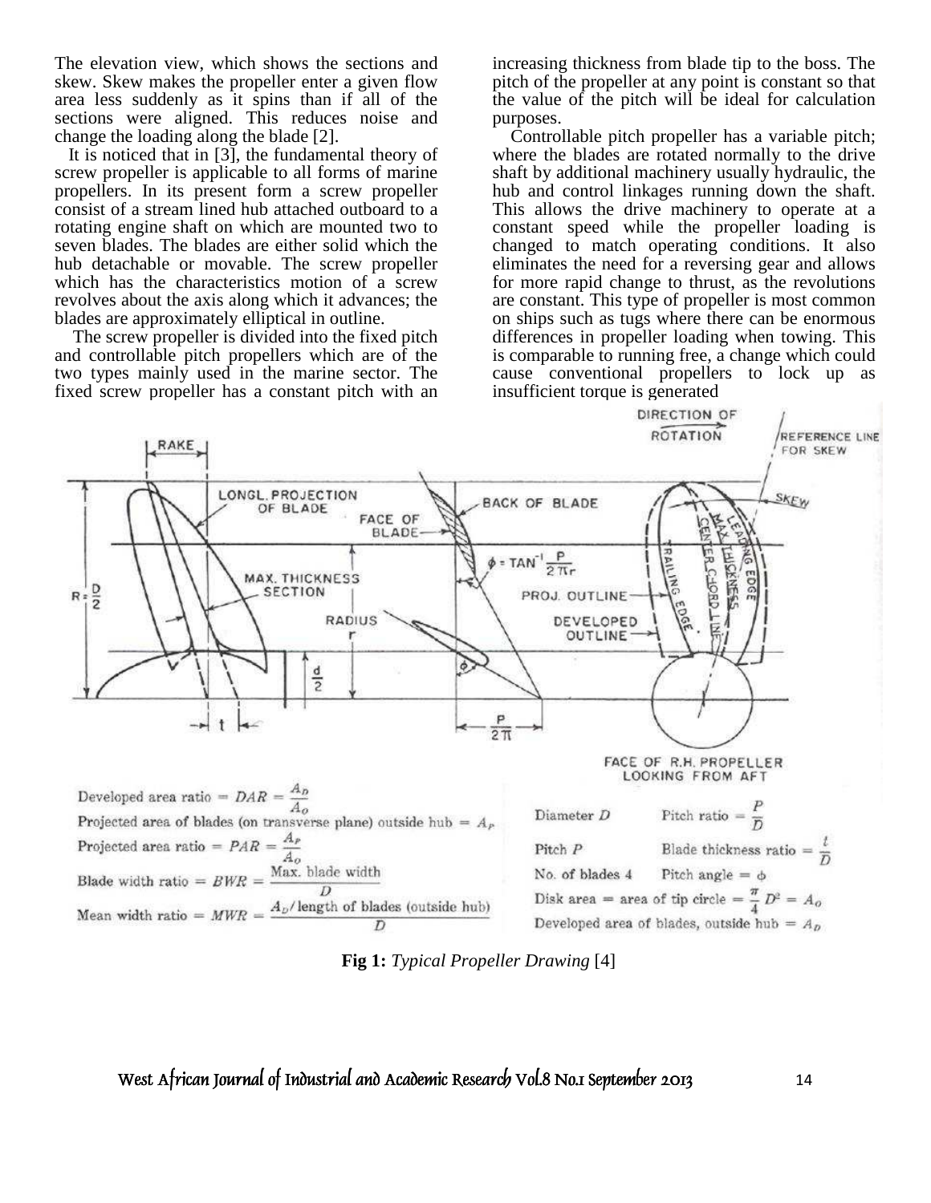The elevation view, which shows the sections and skew. Skew makes the propeller enter a given flow area less suddenly as it spins than if all of the sections were aligned. This reduces noise and change the loading along the blade [2].

It is noticed that in [3], the fundamental theory of screw propeller is applicable to all forms of marine propellers. In its present form a screw propeller consist of a stream lined hub attached outboard to a rotating engine shaft on which are mounted two to seven blades. The blades are either solid which the hub detachable or movable. The screw propeller which has the characteristics motion of a screw revolves about the axis along which it advances; the blades are approximately elliptical in outline.

The screw propeller is divided into the fixed pitch and controllable pitch propellers which are of the two types mainly used in the marine sector. The fixed screw propeller has a constant pitch with an increasing thickness from blade tip to the boss. The pitch of the propeller at any point is constant so that the value of the pitch will be ideal for calculation purposes.

Controllable pitch propeller has a variable pitch; where the blades are rotated normally to the drive shaft by additional machinery usually hydraulic, the hub and control linkages running down the shaft. This allows the drive machinery to operate at a constant speed while the propeller loading is changed to match operating conditions. It also eliminates the need for a reversing gear and allows for more rapid change to thrust, as the revolutions are constant. This type of propeller is most common on ships such as tugs where there can be enormous differences in propeller loading when towing. This is comparable to running free, a change which could cause conventional propellers to lock up as insufficient torque is generated

Developed area ratio $= DAR = \frac{A_D}{A_o}$

Projected area of blades (on transverse plane) outside hub $= A_P$

Projected area ratio $= PAR = \frac{A_P}{A_o}$

Blade width ratio $= BWR = \frac{\text{Max. blade width}}{D}$

Mean width ratio $= MWR = \frac{A_D/\text{length of blades (outside hub)}}{D}$

Diameter $D$ — Pitch ratio $= \frac{P}{D}$

Pitch $P$ — Blade thickness ratio $= \frac{t}{D}$

No. of blades 4 — Pitch angle $= \phi$

Disk area $=$ area of tip circle $= \frac{\pi}{4} D^2 = A_o$

Developed area of blades, outside hub $= A_D$

**Fig 1:** *Typical Propeller Drawing* [4]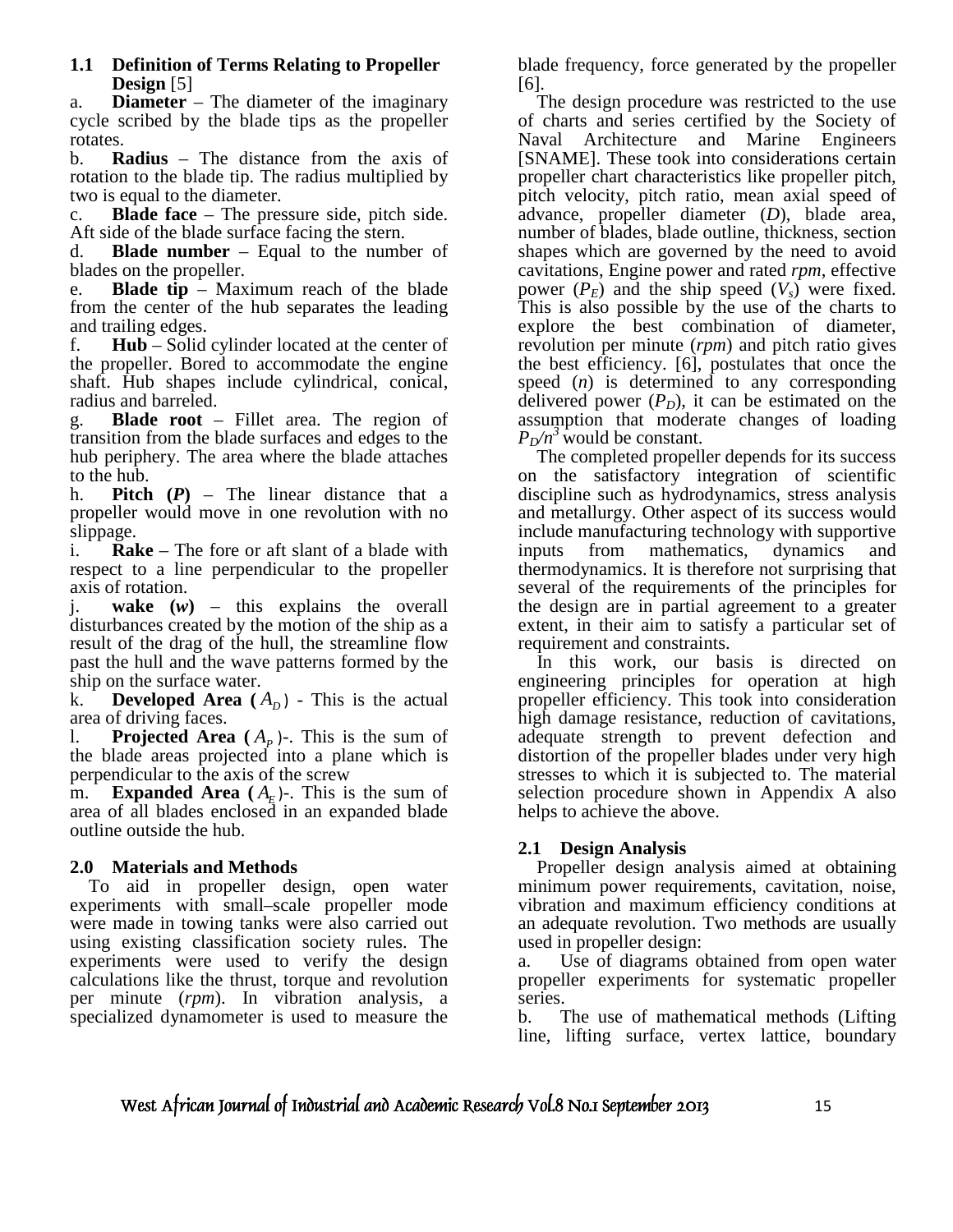### 1.1 Definition of Terms Relating to Propeller Design [5]

a. **Diameter** – The diameter of the imaginary cycle scribed by the blade tips as the propeller rotates.

b. **Radius** – The distance from the axis of rotation to the blade tip. The radius multiplied by two is equal to the diameter.

c. **Blade face** – The pressure side, pitch side. Aft side of the blade surface facing the stern.

d. **Blade number** – Equal to the number of blades on the propeller.

e. **Blade tip** – Maximum reach of the blade from the center of the hub separates the leading and trailing edges.

f. **Hub** – Solid cylinder located at the center of the propeller. Bored to accommodate the engine shaft. Hub shapes include cylindrical, conical, radius and barreled.

g. **Blade root** – Fillet area. The region of transition from the blade surfaces and edges to the hub periphery. The area where the blade attaches to the hub.

h. **Pitch (*P*)** – The linear distance that a propeller would move in one revolution with no slippage.

i. **Rake** – The fore or aft slant of a blade with respect to a line perpendicular to the propeller axis of rotation.

j. **wake (*w*)** – this explains the overall disturbances created by the motion of the ship as a result of the drag of the hull, the streamline flow past the hull and the wave patterns formed by the ship on the surface water.

k. **Developed Area ($A_D$)** - This is the actual area of driving faces.

l. **Projected Area ($A_P$)**-. This is the sum of the blade areas projected into a plane which is perpendicular to the axis of the screw

m. **Expanded Area ($A_E$)**-. This is the sum of area of all blades enclosed in an expanded blade outline outside the hub.

## 2.0 Materials and Methods

To aid in propeller design, open water experiments with small–scale propeller mode were made in towing tanks were also carried out using existing classification society rules. The experiments were used to verify the design calculations like the thrust, torque and revolution per minute (*rpm*). In vibration analysis, a specialized dynamometer is used to measure the blade frequency, force generated by the propeller [6].

The design procedure was restricted to the use of charts and series certified by the Society of Naval Architecture and Marine Engineers [SNAME]. These took into considerations certain propeller chart characteristics like propeller pitch, pitch velocity, pitch ratio, mean axial speed of advance, propeller diameter (*D*), blade area, number of blades, blade outline, thickness, section shapes which are governed by the need to avoid cavitations, Engine power and rated *rpm*, effective power ($P_E$) and the ship speed ($V_s$) were fixed. This is also possible by the use of the charts to explore the best combination of diameter, revolution per minute (*rpm*) and pitch ratio gives the best efficiency. [6], postulates that once the speed (*n*) is determined to any corresponding delivered power ($P_D$), it can be estimated on the assumption that moderate changes of loading $P_D/n^3$ would be constant.

The completed propeller depends for its success on the satisfactory integration of scientific discipline such as hydrodynamics, stress analysis and metallurgy. Other aspect of its success would include manufacturing technology with supportive inputs from mathematics, dynamics and thermodynamics. It is therefore not surprising that several of the requirements of the principles for the design are in partial agreement to a greater extent, in their aim to satisfy a particular set of requirement and constraints.

In this work, our basis is directed on engineering principles for operation at high propeller efficiency. This took into consideration high damage resistance, reduction of cavitations, adequate strength to prevent defection and distortion of the propeller blades under very high stresses to which it is subjected to. The material selection procedure shown in Appendix A also helps to achieve the above.

### 2.1 Design Analysis

Propeller design analysis aimed at obtaining minimum power requirements, cavitation, noise, vibration and maximum efficiency conditions at an adequate revolution. Two methods are usually used in propeller design:

a. Use of diagrams obtained from open water propeller experiments for systematic propeller series.

b. The use of mathematical methods (Lifting line, lifting surface, vertex lattice, boundary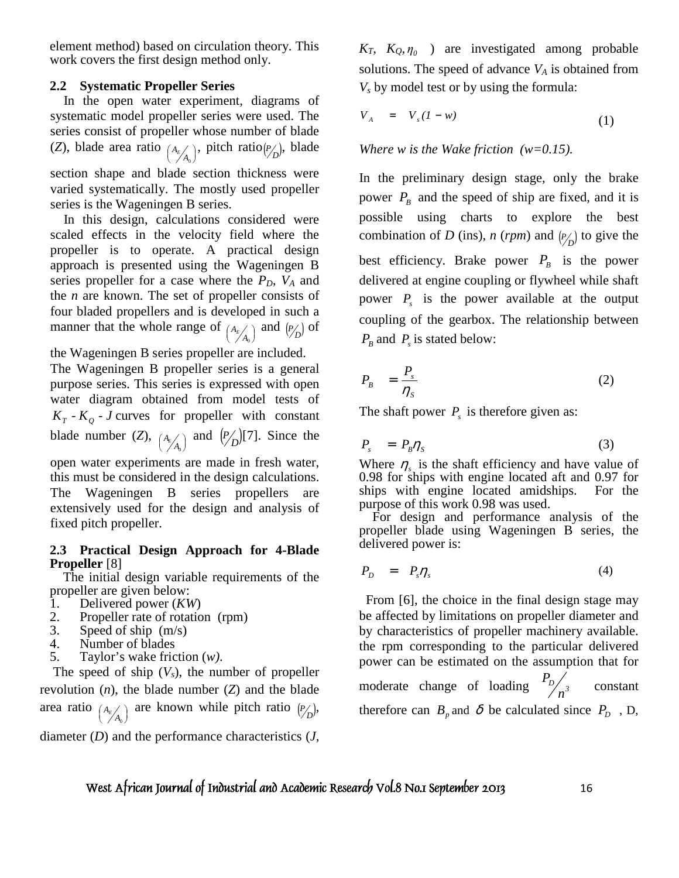element method) based on circulation theory. This work covers the first design method only.

### 2.2 Systematic Propeller Series

In the open water experiment, diagrams of systematic model propeller series were used. The series consist of propeller whose number of blade ($Z$), blade area ratio $\left(A_E/A_0\right)$, pitch ratio$\left(P/D\right)$, blade section shape and blade section thickness were varied systematically. The mostly used propeller series is the Wageningen B series.

In this design, calculations considered were scaled effects in the velocity field where the propeller is to operate. A practical design approach is presented using the Wageningen B series propeller for a case where the $P_D$, $V_A$ and the $n$ are known. The set of propeller consists of four bladed propellers and is developed in such a manner that the whole range of $\left(A_E/A_0\right)$ and $\left(P/D\right)$ of the Wageningen B series propeller are included.

The Wageningen B propeller series is a general purpose series. This series is expressed with open water diagram obtained from model tests of $K_T$ - $K_Q$ - $J$ curves for propeller with constant blade number ($Z$), $\left(A_E/A_0\right)$ and $\left(P/D\right)$[7]. Since the open water experiments are made in fresh water, this must be considered in the design calculations. The Wageningen B series propellers are extensively used for the design and analysis of fixed pitch propeller.

### 2.3 Practical Design Approach for 4-Blade Propeller [8]

The initial design variable requirements of the propeller are given below:

1. Delivered power (*KW*)
2. Propeller rate of rotation (rpm)
3. Speed of ship (m/s)
4. Number of blades
5. Taylor's wake friction (*w*).

The speed of ship ($V_S$), the number of propeller revolution ($n$), the blade number ($Z$) and the blade area ratio $\left(A_E/A_0\right)$ are known while pitch ratio $\left(P/D\right)$, diameter ($D$) and the performance characteristics ($J$, $K_T$, $K_Q, \eta_0$ ) are investigated among probable solutions. The speed of advance $V_A$ is obtained from $V_s$ by model test or by using the formula:

$$V_A = V_s(1 - w) \tag{1}$$

*Where w is the Wake friction (w=0.15).*

In the preliminary design stage, only the brake power $P_B$ and the speed of ship are fixed, and it is possible using charts to explore the best combination of $D$ (ins), $n$ (*rpm*) and $\left(P/D\right)$ to give the best efficiency. Brake power $P_B$ is the power delivered at engine coupling or flywheel while shaft power $P_s$ is the power available at the output coupling of the gearbox. The relationship between $P_B$ and $P_s$ is stated below:

$$P_B = \frac{P_s}{\eta_S} \tag{2}$$

The shaft power $P_s$ is therefore given as:

$$P_s = P_B \eta_S \tag{3}$$

Where $\eta_s$ is the shaft efficiency and have value of 0.98 for ships with engine located aft and 0.97 for ships with engine located amidships. For the purpose of this work 0.98 was used.

For design and performance analysis of the propeller blade using Wageningen B series, the delivered power is:

$$P_D = P_s \eta_s \tag{4}$$

From [6], the choice in the final design stage may be affected by limitations on propeller diameter and by characteristics of propeller machinery available. the rpm corresponding to the particular delivered power can be estimated on the assumption that for moderate change of loading $P_D/n^3$ constant therefore can $B_p$ and $\delta$ be calculated since $P_D$ , D,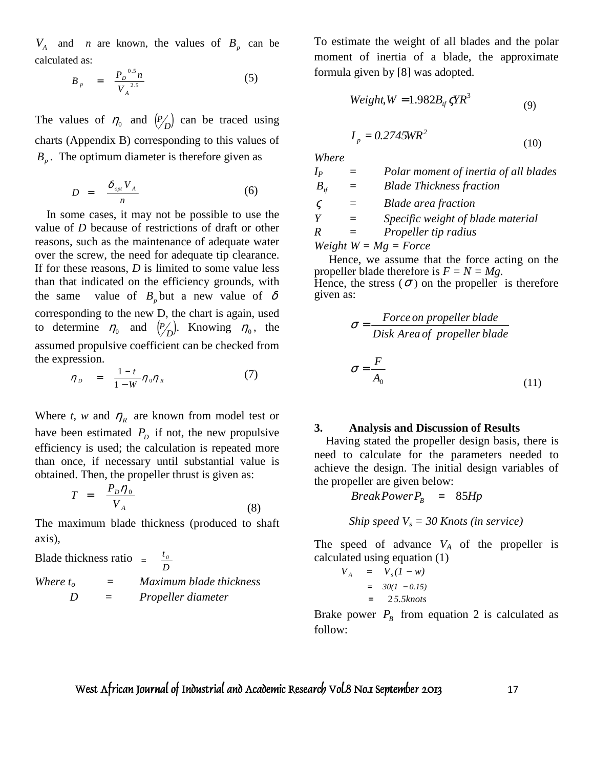$V_A$ and $n$ are known, the values of $B_p$ can be calculated as:

$$B_p = \frac{P_D^{0.5} n}{V_A^{2.5}} \quad (5)$$

The values of $\eta_0$ and $(P/D)$ can be traced using charts (Appendix B) corresponding to this values of $B_p$. The optimum diameter is therefore given as

$$D = \frac{\delta_{opt} V_A}{n} \quad (6)$$

In some cases, it may not be possible to use the value of *D* because of restrictions of draft or other reasons, such as the maintenance of adequate water over the screw, the need for adequate tip clearance. If for these reasons, *D* is limited to some value less than that indicated on the efficiency grounds, with the same value of $B_p$ but a new value of $\delta$ corresponding to the new D, the chart is again, used to determine $\eta_0$ and $(P/D)$. Knowing $\eta_0$, the assumed propulsive coefficient can be checked from the expression.

$$\eta_D = \frac{1-t}{1-W} \eta_0 \eta_R \quad (7)$$

Where *t*, *w* and $\eta_R$ are known from model test or have been estimated $P_D$ if not, the new propulsive efficiency is used; the calculation is repeated more than once, if necessary until substantial value is obtained. Then, the propeller thrust is given as:

$$T = \frac{P_D \eta_0}{V_A} \quad (8)$$

The maximum blade thickness (produced to shaft axis),

Blade thickness ratio $= \frac{t_0}{D}$

*Where* $t_o$ = *Maximum blade thickness*

$D$ = *Propeller diameter*

To estimate the weight of all blades and the polar moment of inertia of a blade, the approximate formula given by [8] was adopted.

$$Weight, W = 1.982 B_{tf} \varsigma Y R^3 \quad (9)$$

$$I_p = 0.2745 W R^2 \quad (10)$$

*Where*

$I_P$ = *Polar moment of inertia of all blades*

$B_{tf}$ = *Blade Thickness fraction*

$\varsigma$ = *Blade area fraction*

$Y$ = *Specific weight of blade material*

$R$ = *Propeller tip radius*

*Weight W = Mg = Force*

Hence, we assume that the force acting on the propeller blade therefore is $F = N = Mg$.

Hence, the stress ($\sigma$) on the propeller is therefore given as:

$$\sigma = \frac{Force\ on\ propeller\ blade}{Disk\ Area\ of\ propeller\ blade}$$

$$\sigma = \frac{F}{A_0} \quad (11)$$

## 3. Analysis and Discussion of Results

Having stated the propeller design basis, there is need to calculate for the parameters needed to achieve the design. The initial design variables of the propeller are given below:

$$Break\ Power\ P_B = 85 Hp$$

*Ship speed* $V_s$ *= 30 Knots (in service)*

The speed of advance $V_A$ of the propeller is calculated using equation (1)

$$V_A = V_s(1-w)$$
$$= 30(1-0.15)$$
$$= 25.5 knots$$

Brake power $P_B$ from equation 2 is calculated as follow: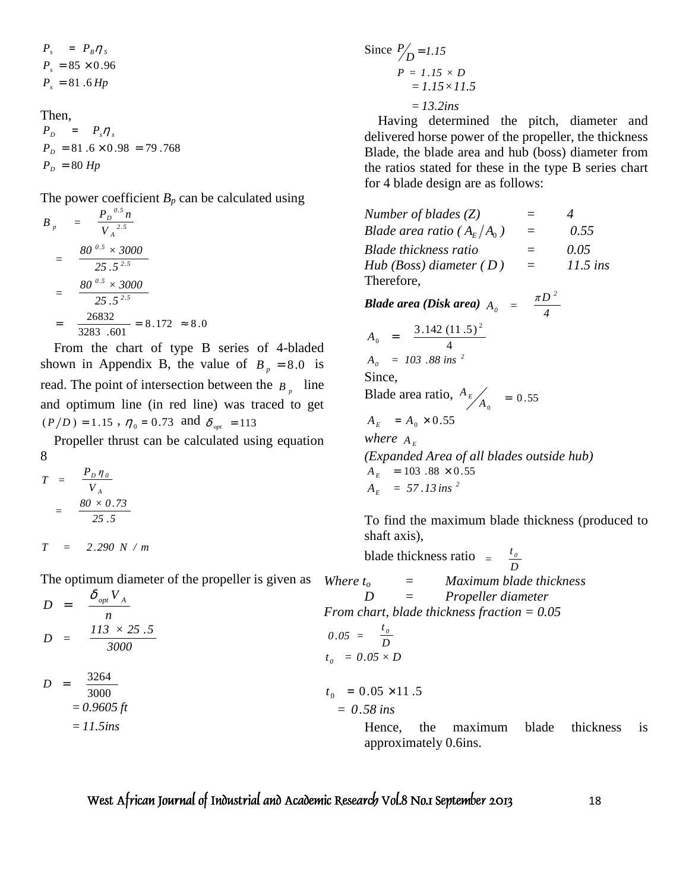$$P_s = P_B \eta_S$$

$$P_s = 85 \times 0.96$$

$$P_s = 81.6\,Hp$$

Then,

$$P_D = P_s \eta_s$$

$$P_D = 81.6 \times 0.98 = 79.768$$

$$P_D = 80\,Hp$$

The power coefficient $B_p$ can be calculated using

$$B_p = \frac{P_D^{0.5} n}{V_A^{2.5}}$$

$$= \frac{80^{0.5} \times 3000}{25.5^{2.5}}$$

$$= \frac{80^{0.5} \times 3000}{25.5^{2.5}}$$

$$= \frac{26832}{3283.601} = 8.172 \approx 8.0$$

From the chart of type B series of 4-bladed shown in Appendix B, the value of $B_p = 8.0$ is read. The point of intersection between the $B_p$ line and optimum line (in red line) was traced to get $(P/D) = 1.15$, $\eta_0 = 0.73$ and $\delta_{opt} = 113$

Propeller thrust can be calculated using equation 8

$$T = \frac{P_D \eta_0}{V_A}$$

$$= \frac{80 \times 0.73}{25.5}$$

$$T = 2.290\ N/m$$

The optimum diameter of the propeller is given as

$$D = \frac{\delta_{opt} V_A}{n}$$

$$D = \frac{113 \times 25.5}{3000}$$

$$D = \frac{3264}{3000}$$

$$= 0.9605\,ft$$

$$= 11.5ins$$

Since $P/D = 1.15$

$$P = 1.15 \times D$$

$$= 1.15 \times 11.5$$

$$= 13.2ins$$

Having determined the pitch, diameter and delivered horse power of the propeller, the thickness Blade, the blade area and hub (boss) diameter from the ratios stated for these in the type B series chart for 4 blade design are as follows:

| | | |
|---|---|---|
| *Number of blades (Z)* | = | *4* |
| *Blade area ratio ($A_E/A_0$)* | = | *0.55* |
| *Blade thickness ratio* | = | *0.05* |
| *Hub (Boss) diameter ($D$)* | = | *11.5 ins* |

Therefore,

***Blade area (Disk area)*** $A_0 = \dfrac{\pi D^2}{4}$

$$A_0 = \frac{3.142\,(11.5)^2}{4}$$

$$A_0 = 103.88\ ins^2$$

Since,

Blade area ratio, $A_E/A_0 = 0.55$

$$A_E = A_0 \times 0.55$$

*where* $A_E$

*(Expanded Area of all blades outside hub)*

$$A_E = 103.88 \times 0.55$$

$$A_E = 57.13\,ins^2$$

To find the maximum blade thickness (produced to shaft axis),

blade thickness ratio $= \dfrac{t_0}{D}$

*Where* $t_o$ = *Maximum blade thickness*

$D$ = *Propeller diameter*

*From chart, blade thickness fraction = 0.05*

$$0.05 = \frac{t_0}{D}$$

$$t_0 = 0.05 \times D$$

$$t_0 = 0.05 \times 11.5$$

$$= 0.58\ ins$$

Hence, the maximum blade thickness is approximately 0.6ins.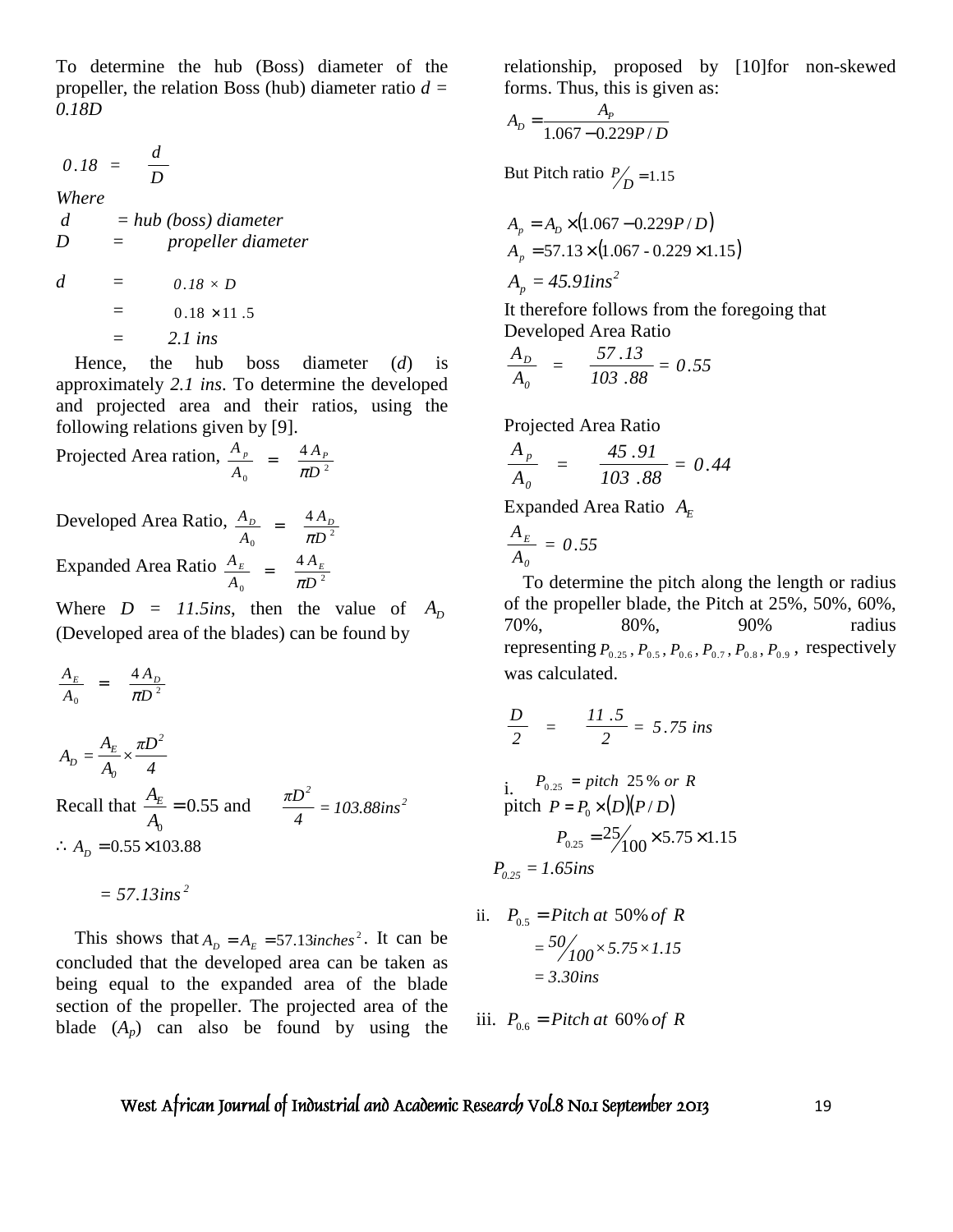To determine the hub (Boss) diameter of the propeller, the relation Boss (hub) diameter ratio *d = 0.18D*

$$0.18 = \frac{d}{D}$$

*Where*

*d* = *hub (boss) diameter*

*D* = *propeller diameter*

$$d = 0.18 \times D$$

$$= 0.18 \times 11.5$$

$$= 2.1 \text{ ins}$$

Hence, the hub boss diameter (*d*) is approximately *2.1 ins*. To determine the developed and projected area and their ratios, using the following relations given by [9].

Projected Area ration, $\frac{A_p}{A_0} = \frac{4A_P}{\pi D^2}$

Developed Area Ratio, $\frac{A_D}{A_0} = \frac{4A_D}{\pi D^2}$

Expanded Area Ratio $\frac{A_E}{A_0} = \frac{4A_E}{\pi D^2}$

Where $D = 11.5ins$, then the value of $A_D$ (Developed area of the blades) can be found by

$$\frac{A_E}{A_0} = \frac{4A_D}{\pi D^2}$$

$$A_D = \frac{A_E}{A_0} \times \frac{\pi D^2}{4}$$

Recall that $\frac{A_E}{A_0} = 0.55$ and $\frac{\pi D^2}{4} = 103.88ins^2$

$$\therefore A_D = 0.55 \times 103.88$$

$$= 57.13ins^2$$

This shows that $A_D = A_E = 57.13inches^2$. It can be concluded that the developed area can be taken as being equal to the expanded area of the blade section of the propeller. The projected area of the blade ($A_p$) can also be found by using the relationship, proposed by [10]for non-skewed forms. Thus, this is given as:

$$A_D = \frac{A_P}{1.067 - 0.229P/D}$$

But Pitch ratio $P/D = 1.15$

$$A_p = A_D \times (1.067 - 0.229P/D)$$

$$A_p = 57.13 \times (1.067 - 0.229 \times 1.15)$$

$$A_p = 45.91ins^2$$

It therefore follows from the foregoing that Developed Area Ratio

$$\frac{A_D}{A_0} = \frac{57.13}{103.88} = 0.55$$

Projected Area Ratio

$$\frac{A_p}{A_0} = \frac{45.91}{103.88} = 0.44$$

Expanded Area Ratio $A_E$

$$\frac{A_E}{A_0} = 0.55$$

To determine the pitch along the length or radius of the propeller blade, the Pitch at 25%, 50%, 60%, 70%, 80%, 90% radius representing $P_{0.25}, P_{0.5}, P_{0.6}, P_{0.7}, P_{0.8}, P_{0.9}$, respectively was calculated.

$$\frac{D}{2} = \frac{11.5}{2} = 5.75 \text{ ins}$$

i. $P_{0.25} = pitch\ 25\%\ or\ R$

pitch $P = P_0 \times (D)(P/D)$

$$P_{0.25} = 25/100 \times 5.75 \times 1.15$$

$$P_{0.25} = 1.65ins$$

ii. $P_{0.5} = Pitch\ at\ 50\%\ of\ R$

$$= 50/100 \times 5.75 \times 1.15$$

$$= 3.30ins$$

iii. $P_{0.6} = Pitch\ at\ 60\%\ of\ R$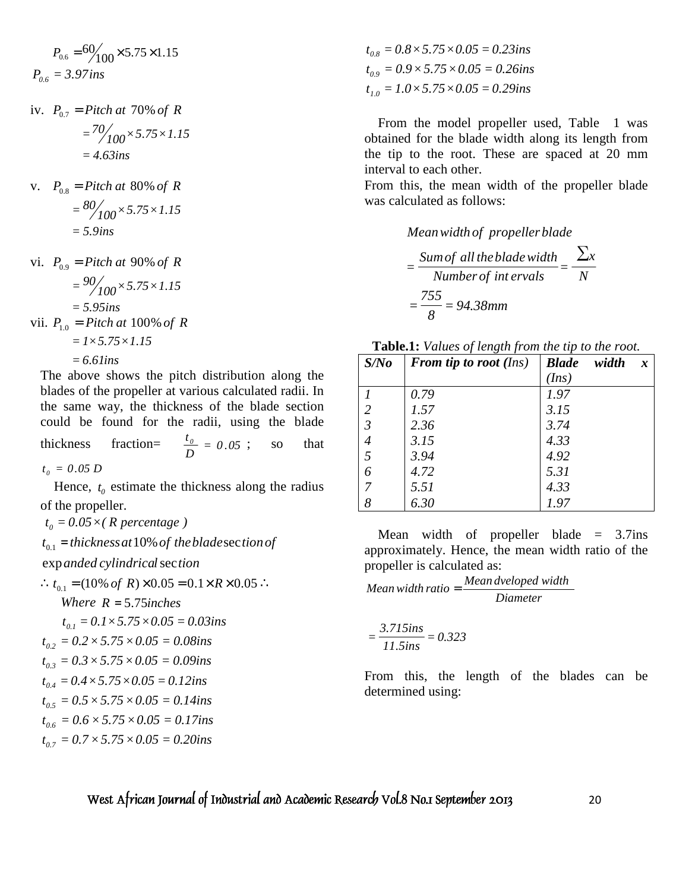$$P_{0.6} = \frac{60}{100} \times 5.75 \times 1.15$$

$$P_{0.6} = 3.97ins$$

iv. $P_{0.7} = Pitch\ at\ 70\%\ of\ R$

$$= \frac{70}{100} \times 5.75 \times 1.15$$

$$= 4.63ins$$

v. $P_{0.8} = Pitch\ at\ 80\%\ of\ R$

$$= \frac{80}{100} \times 5.75 \times 1.15$$

$$= 5.9ins$$

vi. $P_{0.9} = Pitch\ at\ 90\%\ of\ R$

$$= \frac{90}{100} \times 5.75 \times 1.15$$

$$= 5.95ins$$

vii. $P_{1.0} = Pitch\ at\ 100\%\ of\ R$

$$= 1 \times 5.75 \times 1.15$$

$$= 6.61ins$$

The above shows the pitch distribution along the blades of the propeller at various calculated radii. In the same way, the thickness of the blade section could be found for the radii, using the blade thickness fraction= $\frac{t_0}{D} = 0.05$ ; so that $t_0 = 0.05\,D$

Hence, $t_0$ estimate the thickness along the radius of the propeller.

$$t_0 = 0.05 \times (\,R\ percentage\,)$$

$t_{0.1} = thickness\ at\ 10\%\ of\ the\ blade\ section\ of$ expanded cylindrical section

$$\therefore t_{0.1} = (10\%\ of\ R) \times 0.05 = 0.1 \times R \times 0.05 \therefore$$

Where $R = 5.75 inches$

$$t_{0.1} = 0.1 \times 5.75 \times 0.05 = 0.03ins$$

$$t_{0.2} = 0.2 \times 5.75 \times 0.05 = 0.08ins$$

$$t_{0.3} = 0.3 \times 5.75 \times 0.05 = 0.09ins$$

$$t_{0.4} = 0.4 \times 5.75 \times 0.05 = 0.12ins$$

$$t_{0.5} = 0.5 \times 5.75 \times 0.05 = 0.14ins$$

$$t_{0.6} = 0.6 \times 5.75 \times 0.05 = 0.17ins$$

$$t_{0.7} = 0.7 \times 5.75 \times 0.05 = 0.20ins$$

$$t_{0.8} = 0.8 \times 5.75 \times 0.05 = 0.23ins$$

$$t_{0.9} = 0.9 \times 5.75 \times 0.05 = 0.26ins$$

$$t_{1.0} = 1.0 \times 5.75 \times 0.05 = 0.29ins$$

From the model propeller used, Table 1 was obtained for the blade width along its length from the tip to the root. These are spaced at 20 mm interval to each other.

From this, the mean width of the propeller blade was calculated as follows:

$$Mean\ width\ of\ propeller\ blade$$

$$= \frac{Sum\ of\ all\ the\ blade\ width}{Number\ of\ intervals} = \frac{\sum x}{N}$$

$$= \frac{755}{8} = 94.38mm$$

**Table.1:** *Values of length from the tip to the root.*

| *S/No* | *From tip to root (Ins)* | *Blade width x (Ins)* |
|---|---|---|
| *1* | *0.79* | *1.97* |
| *2* | *1.57* | *3.15* |
| *3* | *2.36* | *3.74* |
| *4* | *3.15* | *4.33* |
| *5* | *3.94* | *4.92* |
| *6* | *4.72* | *5.31* |
| *7* | *5.51* | *4.33* |
| *8* | *6.30* | *1.97* |

Mean width of propeller blade = 3.7ins approximately. Hence, the mean width ratio of the propeller is calculated as:

$$Mean\ width\ ratio = \frac{Mean\ dveloped\ width}{Diameter}$$

$$= \frac{3.715ins}{11.5ins} = 0.323$$

From this, the length of the blades can be determined using: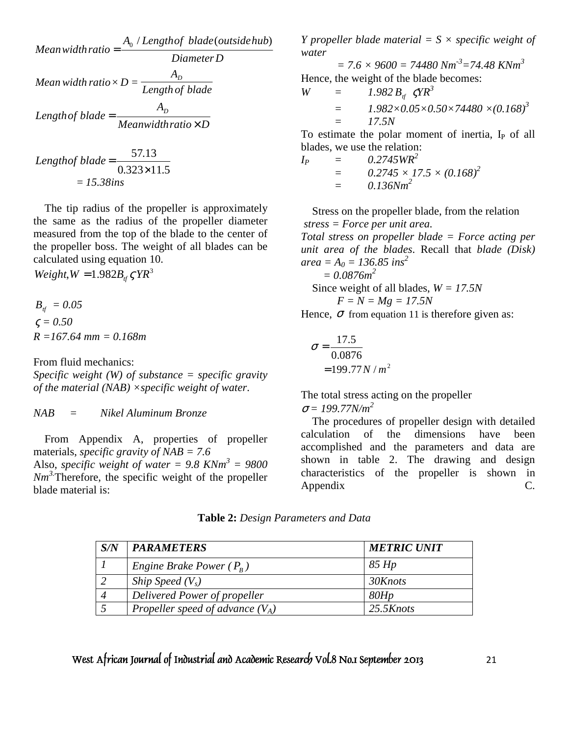$$Mean\,width\,ratio = \frac{A_0 \,/\, Length\,of\;\,blade(outside\,hub)}{Diameter\,D}$$

$$Mean\;width\;ratio \times D = \frac{A_D}{Length\;of\;blade}$$

$$Length\,of\;blade = \frac{A_D}{Mean\,width\,ratio \times D}$$

$$Length\,of\;blade = \frac{57.13}{0.323 \times 11.5}$$

$= 15.38ins$

The tip radius of the propeller is approximately the same as the radius of the propeller diameter measured from the top of the blade to the center of the propeller boss. The weight of all blades can be calculated using equation 10.

$Weight, W = 1.982 B_{tf}\, \varsigma Y R^3$

$B_{tf}$ = 0.05

$\varsigma$ = 0.50

*R* = 167.64 mm = 0.168m

From fluid mechanics:

*Specific weight (W) of substance = specific gravity of the material (NAB) ×specific weight of water.*

*NAB = Nikel Aluminum Bronze*

From Appendix A, properties of propeller materials, *specific gravity of NAB = 7.6*

Also, *specific weight of water = 9.8 KNm*$^3$ *= 9800 Nm*$^{3.}$ Therefore, the specific weight of the propeller blade material is:

*Y propeller blade material = S × specific weight of water*

$= 7.6 \times 9600 = 74480\ Nm^{-3} = 74.48\ KNm^3$

Hence, the weight of the blade becomes:

$W = 1.982\, B_{tf}\ \ \varsigma Y R^3$

$= 1.982 \times 0.05 \times 0.50 \times 74480 \times (0.168)^3$

$= 17.5N$

To estimate the polar moment of inertia, $I_P$ of all blades, we use the relation:

$I_P = 0.2745 W R^2$

$= 0.2745 \times 17.5 \times (0.168)^2$

$= 0.136 Nm^2$

Stress on the propeller blade, from the relation *stress = Force per unit area.*

*Total stress on propeller blade = Force acting per unit area of the blades*. Recall that *blade (Disk) area* = $A_0$ = 136.85 ins$^2$

$= 0.0876 m^2$

Since weight of all blades, *W = 17.5N*

$F = N = Mg = 17.5N$

Hence, $\sigma$ from equation 11 is therefore given as:

$$\sigma = \frac{17.5}{0.0876}$$

$$= 199.77\, N/m^2$$

The total stress acting on the propeller

$\sigma = 199.77 N/m^2$

The procedures of propeller design with detailed calculation of the dimensions have been accomplished and the parameters and data are shown in table 2. The drawing and design characteristics of the propeller is shown in Appendix C.

**Table 2:** *Design Parameters and Data*

| *S/N* | *PARAMETERS* | *METRIC UNIT* |
|---|---|---|
| *1* | *Engine Brake Power (* $P_B$ *)* | *85 Hp* |
| *2* | *Ship Speed (* $V_s$ *)* | *30Knots* |
| *4* | *Delivered Power of propeller* | *80Hp* |
| *5* | *Propeller speed of advance (* $V_A$ *)* | *25.5Knots* |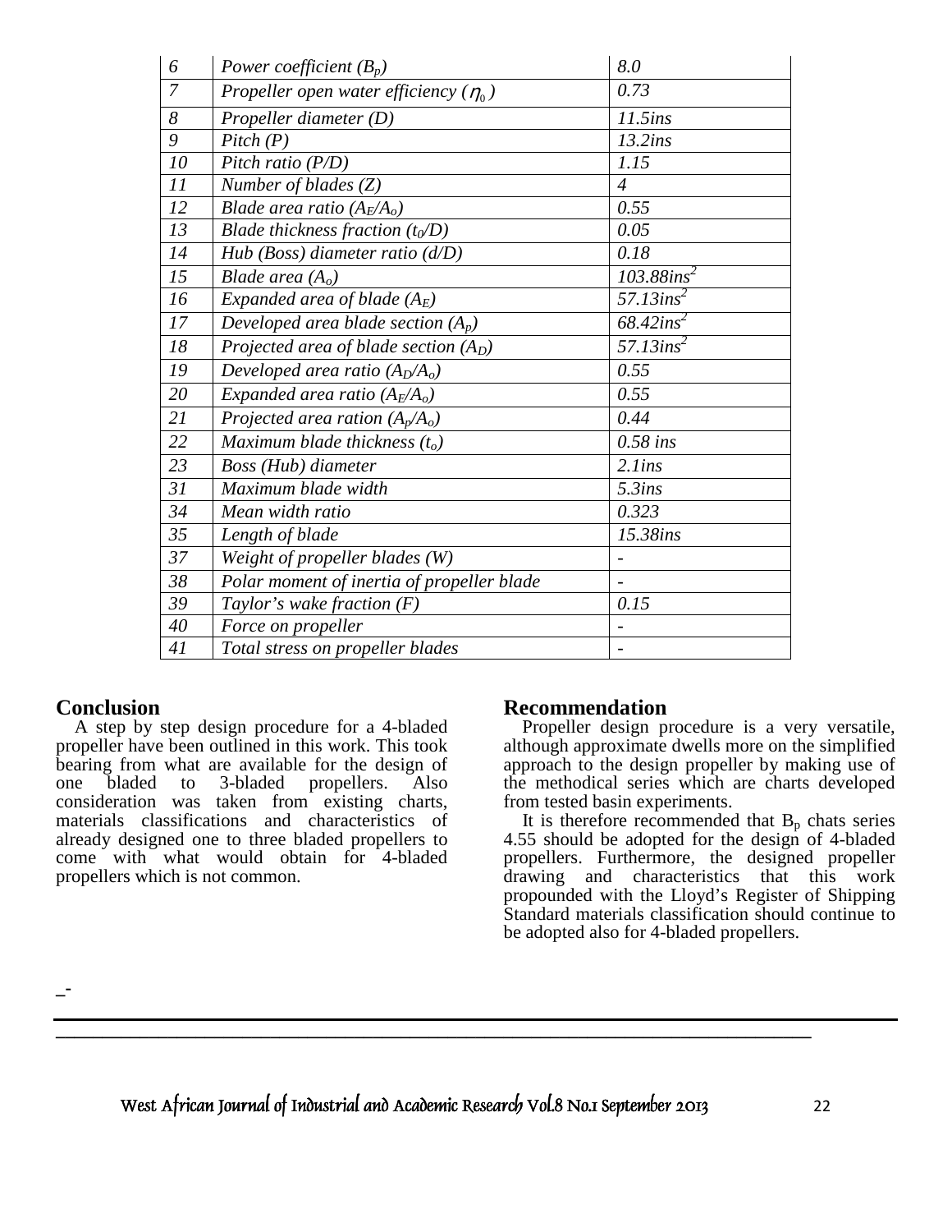| 6 | *Power coefficient ($B_p$)* | *8.0* |
|---|---|---|
| 7 | *Propeller open water efficiency ($\eta_0$)* | *0.73* |
| 8 | *Propeller diameter (D)* | *11.5ins* |
| 9 | *Pitch (P)* | *13.2ins* |
| 10 | *Pitch ratio (P/D)* | *1.15* |
| 11 | *Number of blades (Z)* | *4* |
| 12 | *Blade area ratio ($A_E/A_o$)* | *0.55* |
| 13 | *Blade thickness fraction ($t_0/D$)* | *0.05* |
| 14 | *Hub (Boss) diameter ratio (d/D)* | *0.18* |
| 15 | *Blade area ($A_o$)* | *103.88ins$^2$* |
| 16 | *Expanded area of blade ($A_E$)* | *57.13ins$^2$* |
| 17 | *Developed area blade section ($A_p$)* | *68.42ins$^2$* |
| 18 | *Projected area of blade section ($A_D$)* | *57.13ins$^2$* |
| 19 | *Developed area ratio ($A_D/A_o$)* | *0.55* |
| 20 | *Expanded area ratio ($A_E/A_o$)* | *0.55* |
| 21 | *Projected area ration ($A_p/A_o$)* | *0.44* |
| 22 | *Maximum blade thickness ($t_o$)* | *0.58 ins* |
| 23 | *Boss (Hub) diameter* | *2.1ins* |
| 31 | *Maximum blade width* | *5.3ins* |
| 34 | *Mean width ratio* | *0.323* |
| 35 | *Length of blade* | *15.38ins* |
| 37 | *Weight of propeller blades (W)* | *-* |
| 38 | *Polar moment of inertia of propeller blade* | *-* |
| 39 | *Taylor's wake fraction (F)* | *0.15* |
| 40 | *Force on propeller* | *-* |
| 41 | *Total stress on propeller blades* | *-* |

## Conclusion

A step by step design procedure for a 4-bladed propeller have been outlined in this work. This took bearing from what are available for the design of one bladed to 3-bladed propellers. Also consideration was taken from existing charts, materials classifications and characteristics of already designed one to three bladed propellers to come with what would obtain for 4-bladed propellers which is not common.

## Recommendation

Propeller design procedure is a very versatile, although approximate dwells more on the simplified approach to the design propeller by making use of the methodical series which are charts developed from tested basin experiments.

It is therefore recommended that $B_p$ chats series 4.55 should be adopted for the design of 4-bladed propellers. Furthermore, the designed propeller drawing and characteristics that this work propounded with the Lloyd's Register of Shipping Standard materials classification should continue to be adopted also for 4-bladed propellers.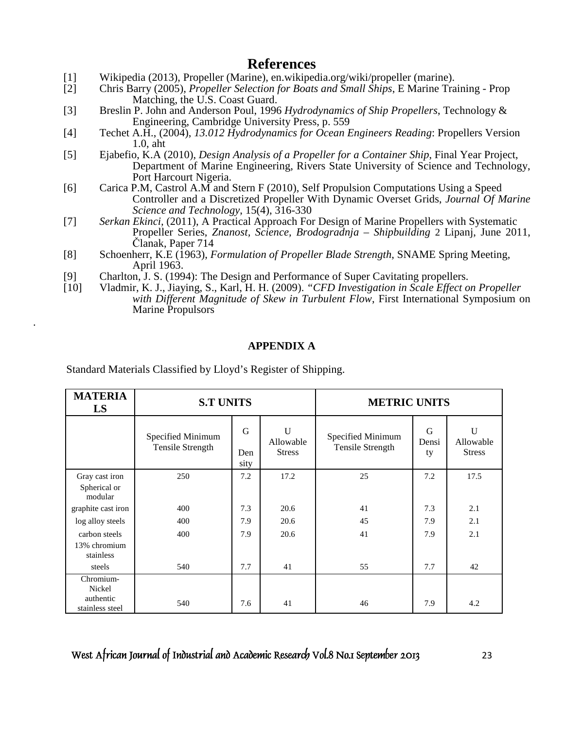# References

[1] Wikipedia (2013), Propeller (Marine), en.wikipedia.org/wiki/propeller (marine).

[2] Chris Barry (2005), *Propeller Selection for Boats and Small Ships*, E Marine Training - Prop Matching, the U.S. Coast Guard.

[3] Breslin P. John and Anderson Poul, 1996 *Hydrodynamics of Ship Propellers*, Technology & Engineering, Cambridge University Press, p. 559

[4] Techet A.H., (2004), *13.012 Hydrodynamics for Ocean Engineers Reading*: Propellers Version 1.0, aht

[5] Ejabefio, K.A (2010), *Design Analysis of a Propeller for a Container Ship*, Final Year Project, Department of Marine Engineering, Rivers State University of Science and Technology, Port Harcourt Nigeria.

[6] Carica P.M, Castrol A.M and Stern F (2010), Self Propulsion Computations Using a Speed Controller and a Discretized Propeller With Dynamic Overset Grids, *Journal Of Marine Science and Technology*, 15(4), 316-330

[7] *Serkan Ekinci*, (2011), A Practical Approach For Design of Marine Propellers with Systematic Propeller Series, *Znanost, Science, Brodogradnja – Shipbuilding* 2 Lipanj, June 2011, Članak, Paper 714

[8] Schoenherr, K.E (1963), *Formulation of Propeller Blade Strength*, SNAME Spring Meeting, April 1963.

[9] Charlton, J. S. (1994): The Design and Performance of Super Cavitating propellers.

[10] Vladmir, K. J., Jiaying, S., Karl, H. H. (2009). *"CFD Investigation in Scale Effect on Propeller with Different Magnitude of Skew in Turbulent Flow*, First International Symposium on Marine Propulsors

.

**APPENDIX A**

Standard Materials Classified by Lloyd's Register of Shipping.

| **MATERIALS** | **S.T UNITS** | | | **METRIC UNITS** | | |
|---|---|---|---|---|---|---|
| | Specified Minimum Tensile Strength | G Density | U Allowable Stress | Specified Minimum Tensile Strength | G Density | U Allowable Stress |
| Gray cast iron | 250 | 7.2 | 17.2 | 25 | 7.2 | 17.5 |
| Spherical or modular graphite cast iron | 400 | 7.3 | 20.6 | 41 | 7.3 | 2.1 |
| log alloy steels | 400 | 7.9 | 20.6 | 45 | 7.9 | 2.1 |
| carbon steels | 400 | 7.9 | 20.6 | 41 | 7.9 | 2.1 |
| 13% chromium stainless steels | 540 | 7.7 | 41 | 55 | 7.7 | 42 |
| Chromium-Nickel authentic stainless steel | 540 | 7.6 | 41 | 46 | 7.9 | 4.2 |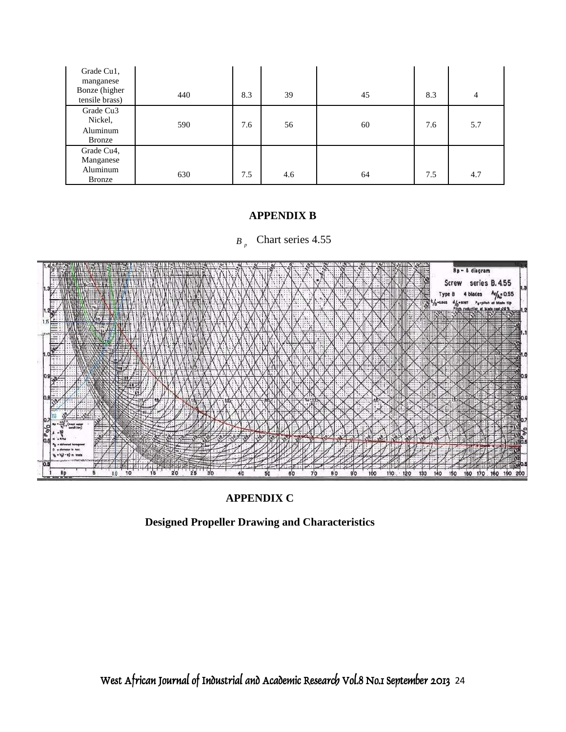| | | | | | | |
|---|---|---|---|---|---|---|
| Grade Cu1, manganese Bonze (higher tensile brass) | 440 | 8.3 | 39 | 45 | 8.3 | 4 |
| Grade Cu3 Nickel, Aluminum Bronze | 590 | 7.6 | 56 | 60 | 7.6 | 5.7 |
| Grade Cu4, Manganese Aluminum Bronze | 630 | 7.5 | 4.6 | 64 | 7.5 | 4.7 |

## APPENDIX B

$B_p$ Chart series 4.55

Bp - δ diagram

Screw series B. 4.55

Type B 4 blades $A_e/A_o$ = 0.55

## APPENDIX C

**Designed Propeller Drawing and Characteristics**